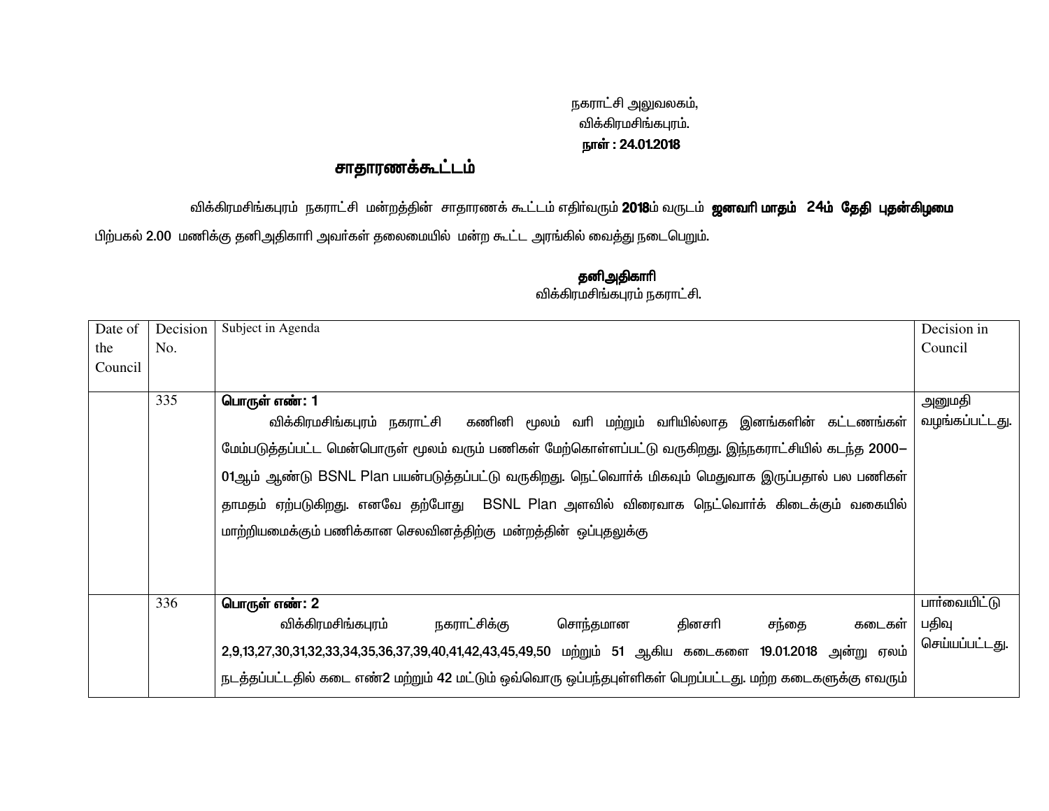நகராட்சி அலுவலகம்,
விக்கிரமசிங்கபுரம்.
**நாள் : 24.01.2018**

## சாதாரணக்கூட்டம்

விக்கிரமசிங்கபுரம் நகராட்சி மன்றத்தின் சாதாரணக் கூட்டம் எதிர்வரும் **2018**ம் வருடம் **ஜனவரி மாதம் 24ம் தேதி புதன்கிழமை** பிற்பகல் **2.00** மணிக்கு தனிஅதிகாரி அவர்கள் தலைமையில் மன்ற கூட்ட அரங்கில் வைத்து நடைபெறும்.

**தனிஅதிகாரி**
விக்கிரமசிங்கபுரம் நகராட்சி.

| Date of the Council | Decision No. | Subject in Agenda | Decision in Council |
|---|---|---|---|
| | 335 | **பொருள் எண்: 1**<br>விக்கிரமசிங்கபுரம் நகராட்சி கணினி மூலம் வரி மற்றும் வரியில்லாத இனங்களின் கட்டணங்கள் மேம்படுத்தப்பட்ட மென்பொருள் மூலம் வரும் பணிகள் மேற்கொள்ளப்பட்டு வருகிறது. இந்நகராட்சியில் கடந்த 2000–01ஆம் ஆண்டு BSNL Plan பயன்படுத்தப்பட்டு வருகிறது. நெட்வொர்க் மிகவும் மெதுவாக இருப்பதால் பல பணிகள் தாமதம் ஏற்படுகிறது. எனவே தற்போது BSNL Plan அளவில் விரைவாக நெட்வொர்க் கிடைக்கும் வகையில் மாற்றியமைக்கும் பணிக்கான செலவினத்திற்கு மன்றத்தின் ஒப்புதலுக்கு | அனுமதி வழங்கப்பட்டது. |
| | 336 | **பொருள் எண்: 2**<br>விக்கிரமசிங்கபுரம் நகராட்சிக்கு சொந்தமான தினசரி சந்தை கடைகள் 2,9,13,27,30,31,32,33,34,35,36,37,39,40,41,42,43,45,49,50 மற்றும் 51 ஆகிய கடைகளை 19.01.2018 அன்று ஏலம் நடத்தப்பட்டதில் கடை எண்2 மற்றும் 42 மட்டும் ஒவ்வொரு ஒப்பந்தபுள்ளிகள் பெறப்பட்டது. மற்ற கடைகளுக்கு எவரும் | பார்வையிட்டு பதிவு செய்யப்பட்டது. |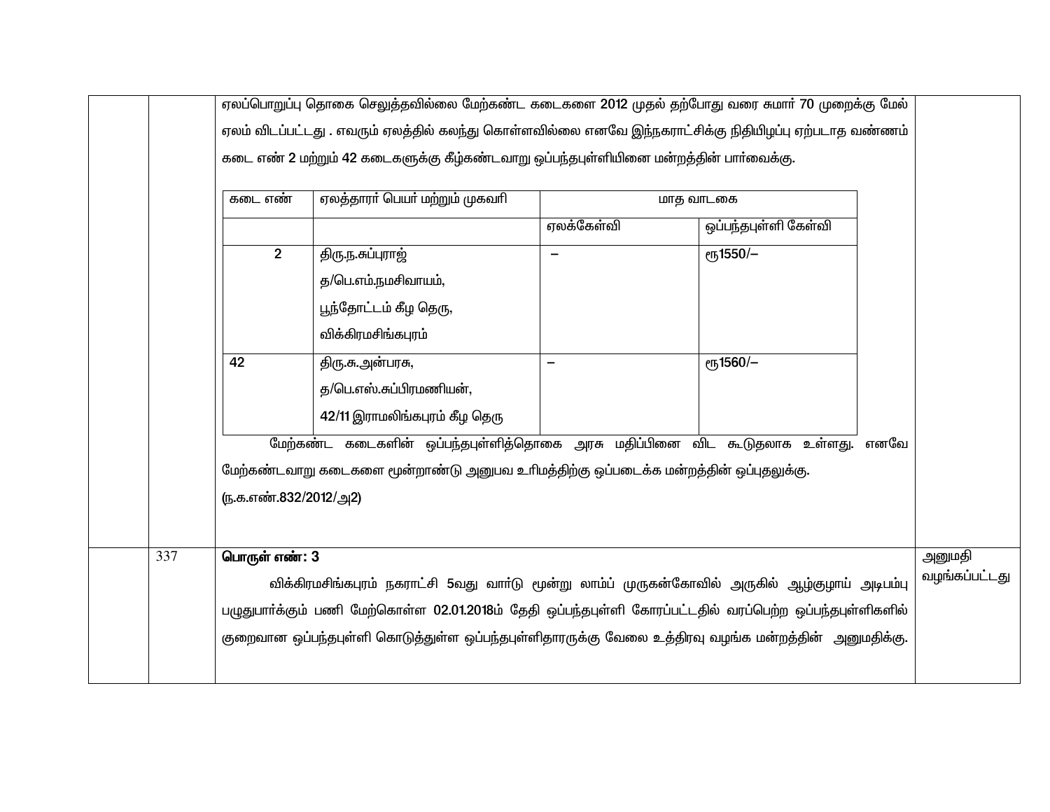| | | | |
|---|---|---|---|
| | | ஏலப்பொறுப்பு தொகை செலுத்தவில்லை மேற்கண்ட கடைகளை 2012 முதல் தற்போது வரை சுமார் 70 முறைக்கு மேல் ஏலம் விடப்பட்டது . எவரும் ஏலத்தில் கலந்து கொள்ளவில்லை எனவே இந்நகராட்சிக்கு நிதியிழப்பு ஏற்படாத வண்ணம் கடை எண் 2 மற்றும் 42 கடைகளுக்கு கீழ்கண்டவாறு ஒப்பந்தபுள்ளியினை மன்றத்தின் பார்வைக்கு.<br><br>(see table below)<br><br>மேற்கண்ட கடைகளின் ஒப்பந்தபுள்ளித்தொகை அரசு மதிப்பினை விட கூடுதலாக உள்ளது. எனவே மேற்கண்டவாறு கடைகளை மூன்றாண்டு அனுபவ உரிமத்திற்கு ஒப்படைக்க மன்றத்தின் ஒப்புதலுக்கு.<br>(ந.க.எண்.832/2012/அ2) | |
| | 337 | **பொருள் எண்: 3**<br>விக்கிரமசிங்கபுரம் நகராட்சி 5வது வார்டு மூன்று லாம்ப் முருகன்கோவில் அருகில் ஆழ்குழாய் அடிபம்பு பழுதுபார்க்கும் பணி மேற்கொள்ள 02.01.2018ம் தேதி ஒப்பந்தபுள்ளி கோரப்பட்டதில் வரப்பெற்ற ஒப்பந்தபுள்ளிகளில் குறைவான ஒப்பந்தபுள்ளி கொடுத்துள்ள ஒப்பந்தபுள்ளிதாரருக்கு வேலை உத்திரவு வழங்க மன்றத்தின் அனுமதிக்கு. | அனுமதி வழங்கப்பட்டது |

| கடை எண் | ஏலத்தாரர் பெயர் மற்றும் முகவரி | மாத வாடகை | |
|---|---|---|---|
| | | ஏலக்கேள்வி | ஒப்பந்தபுள்ளி கேள்வி |
| 2 | திரு.ந.சுப்புராஜ்<br>த/பெ.எம்.நமசிவாயம்,<br>பூந்தோட்டம் கீழ தெரு,<br>விக்கிரமசிங்கபுரம் | – | ரூ1550/– |
| 42 | திரு.சு.அன்பரசு,<br>த/பெ.எஸ்.சுப்பிரமணியன்,<br>42/11 இராமலிங்கபுரம் கீழ தெரு | – | ரூ1560/– |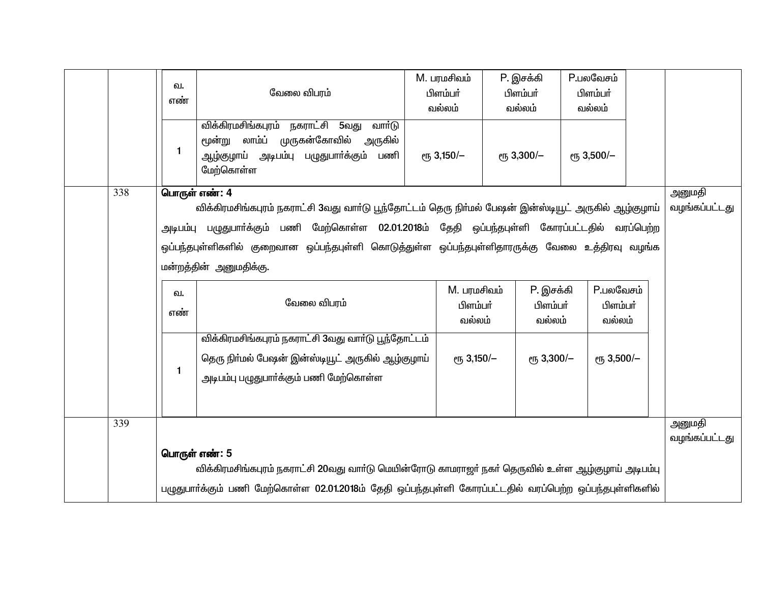| வ. எண் | வேலை விவரம் | M. பரமசிவம் பிளம்பர் வல்லம் | P. இசக்கி பிளம்பர் வல்லம் | P.பலவேசம் பிளம்பர் வல்லம் |
|---|---|---|---|---|
| 1 | விக்கிரமசிங்கபுரம் நகராட்சி 5வது வார்டு மூன்று லாம்ப் முருகன்கோவில் அருகில் ஆழ்குழாய் அடிபம்பு பழுதுபார்க்கும் பணி மேற்கொள்ள | ரூ 3,150/— | ரூ 3,300/— | ரூ 3,500/— |

338

**பொருள் எண்: 4**

விக்கிரமசிங்கபுரம் நகராட்சி 3வது வார்டு பூந்தோட்டம் தெரு நிர்மல் பேஷன் இன்ஸ்டியூட் அருகில் ஆழ்குழாய் அடிபம்பு பழுதுபார்க்கும் பணி மேற்கொள்ள 02.01.2018ம் தேதி ஒப்பந்தபுள்ளி கோரப்பட்டதில் வரப்பெற்ற ஒப்பந்தபுள்ளிகளில் குறைவான ஒப்பந்தபுள்ளி கொடுத்துள்ள ஒப்பந்தபுள்ளிதாரருக்கு வேலை உத்திரவு வழங்க மன்றத்தின் அனுமதிக்கு.

| வ. எண் | வேலை விவரம் | M. பரமசிவம் பிளம்பர் வல்லம் | P. இசக்கி பிளம்பர் வல்லம் | P.பலவேசம் பிளம்பர் வல்லம் |
|---|---|---|---|---|
| 1 | விக்கிரமசிங்கபுரம் நகராட்சி 3வது வார்டு பூந்தோட்டம் தெரு நிர்மல் பேஷன் இன்ஸ்டியூட் அருகில் ஆழ்குழாய் அடிபம்பு பழுதுபார்க்கும் பணி மேற்கொள்ள | ரூ 3,150/— | ரூ 3,300/— | ரூ 3,500/— |

அனுமதி வழங்கப்பட்டது

339

**பொருள் எண்: 5**

விக்கிரமசிங்கபுரம் நகராட்சி 20வது வார்டு மெயின்ரோடு காமராஜர் நகர் தெருவில் உள்ள ஆழ்குழாய் அடிபம்பு பழுதுபார்க்கும் பணி மேற்கொள்ள 02.01.2018ம் தேதி ஒப்பந்தபுள்ளி கோரப்பட்டதில் வரப்பெற்ற ஒப்பந்தபுள்ளிகளில்

அனுமதி வழங்கப்பட்டது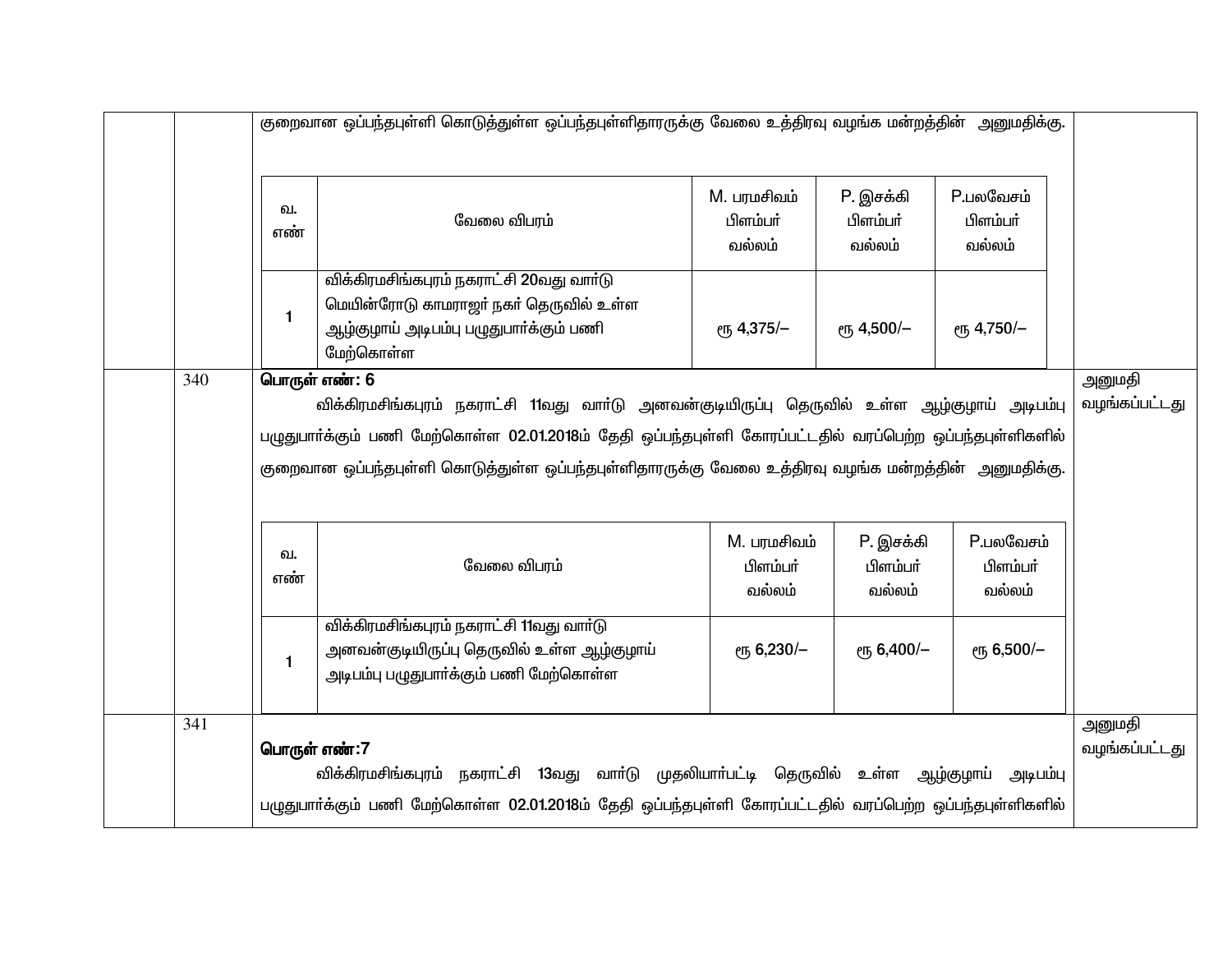| | | குறைவான ஒப்பந்தபுள்ளி கொடுத்துள்ள ஒப்பந்தபுள்ளிதாரருக்கு வேலை உத்திரவு வழங்க மன்றத்தின் அனுமதிக்கு. | |
|---|---|---|---|

| வ. எண் | வேலை விபரம் | M. பரமசிவம் பிளம்பர் வல்லம் | P. இசக்கி பிளம்பர் வல்லம் | P.பலவேசம் பிளம்பர் வல்லம் |
|---|---|---|---|---|
| 1 | விக்கிரமசிங்கபுரம் நகராட்சி 20வது வார்டு மெயின்ரோடு காமராஜர் நகர் தெருவில் உள்ள ஆழ்குழாய் அடிபம்பு பழுதுபார்க்கும் பணி மேற்கொள்ள | ரூ 4,375/– | ரூ 4,500/– | ரூ 4,750/– |

| | 340 | **பொருள் எண்: 6**<br>விக்கிரமசிங்கபுரம் நகராட்சி 11வது வார்டு அனவன்குடியிருப்பு தெருவில் உள்ள ஆழ்குழாய் அடிபம்பு பழுதுபார்க்கும் பணி மேற்கொள்ள 02.01.2018ம் தேதி ஒப்பந்தபுள்ளி கோரப்பட்டதில் வரப்பெற்ற ஒப்பந்தபுள்ளிகளில் குறைவான ஒப்பந்தபுள்ளி கொடுத்துள்ள ஒப்பந்தபுள்ளிதாரருக்கு வேலை உத்திரவு வழங்க மன்றத்தின் அனுமதிக்கு. | அனுமதி வழங்கப்பட்டது |
|---|---|---|---|

| வ. எண் | வேலை விபரம் | M. பரமசிவம் பிளம்பர் வல்லம் | P. இசக்கி பிளம்பர் வல்லம் | P.பலவேசம் பிளம்பர் வல்லம் |
|---|---|---|---|---|
| 1 | விக்கிரமசிங்கபுரம் நகராட்சி 11வது வார்டு அனவன்குடியிருப்பு தெருவில் உள்ள ஆழ்குழாய் அடிபம்பு பழுதுபார்க்கும் பணி மேற்கொள்ள | ரூ 6,230/– | ரூ 6,400/– | ரூ 6,500/– |

| | 341 | **பொருள் எண்:7**<br>விக்கிரமசிங்கபுரம் நகராட்சி 13வது வார்டு முதலியார்பட்டி தெருவில் உள்ள ஆழ்குழாய் அடிபம்பு பழுதுபார்க்கும் பணி மேற்கொள்ள 02.01.2018ம் தேதி ஒப்பந்தபுள்ளி கோரப்பட்டதில் வரப்பெற்ற ஒப்பந்தபுள்ளிகளில் | அனுமதி வழங்கப்பட்டது |
|---|---|---|---|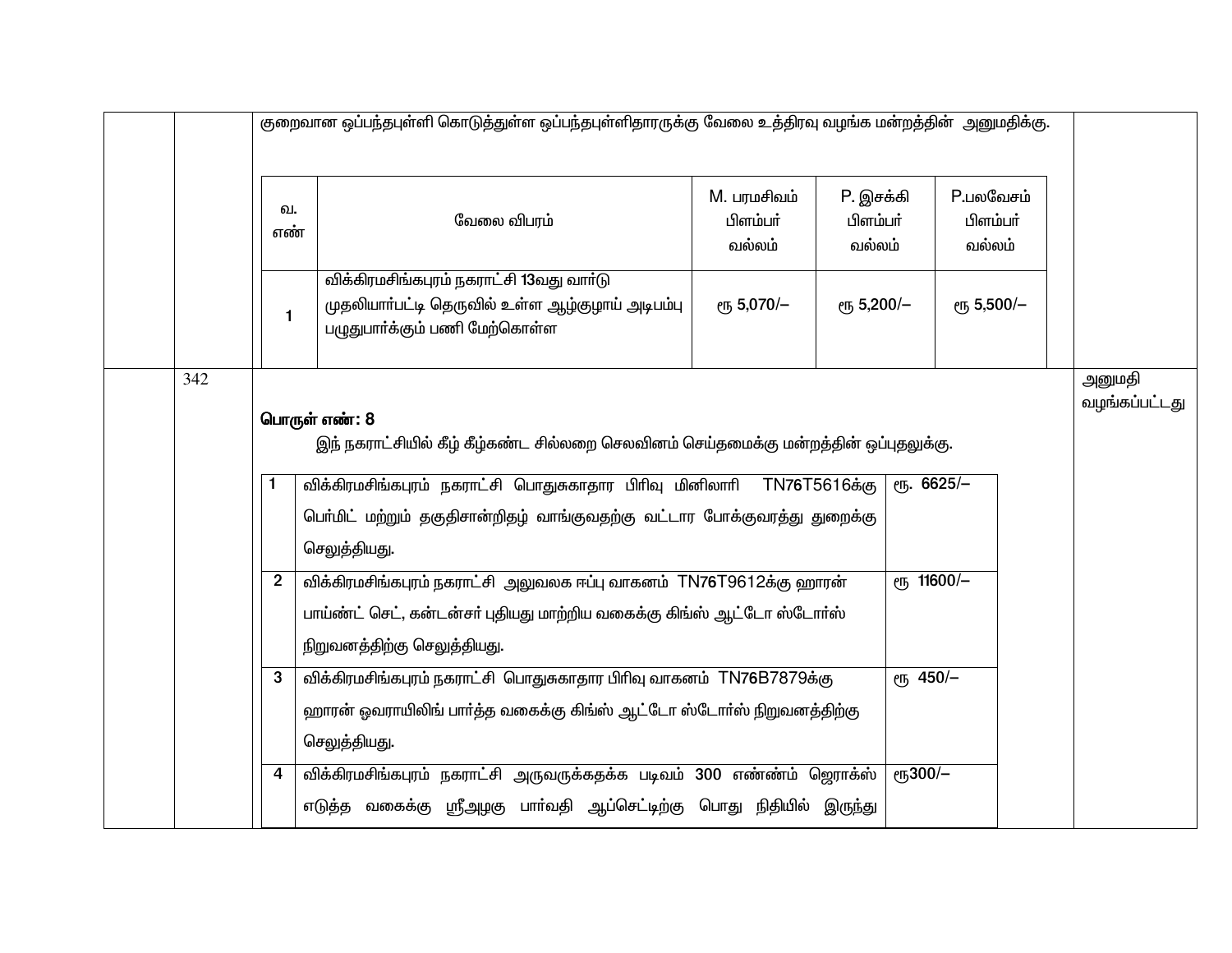குறைவான ஒப்பந்தபுள்ளி கொடுத்துள்ள ஒப்பந்தபுள்ளிதாரருக்கு வேலை உத்திரவு வழங்க மன்றத்தின் அனுமதிக்கு.

| வ. எண் | வேலை விபரம் | M. பரமசிவம் பிளம்பர் வல்லம் | P. இசக்கி பிளம்பர் வல்லம் | P.பலவேசம் பிளம்பர் வல்லம் |
|---|---|---|---|---|
| 1 | விக்கிரமசிங்கபுரம் நகராட்சி 13வது வார்டு முதலியார்பட்டி தெருவில் உள்ள ஆழ்குழாய் அடிபம்பு பழுதுபார்க்கும் பணி மேற்கொள்ள | ரூ 5,070/– | ரூ 5,200/– | ரூ 5,500/– |

342

**பொருள் எண்: 8**

இந் நகராட்சியில் கீழ் கீழ்கண்ட சில்லறை செலவினம் செய்தமைக்கு மன்றத்தின் ஒப்புதலுக்கு.

அனுமதி வழங்கப்பட்டது

| | | |
|---|---|---|
| 1 | விக்கிரமசிங்கபுரம் நகராட்சி பொதுசுகாதார பிரிவு மினிலாரி TN76T5616க்கு பெர்மிட் மற்றும் தகுதிசான்றிதழ் வாங்குவதற்கு வட்டார போக்குவரத்து துறைக்கு செலுத்தியது. | ரூ. 6625/– |
| 2 | விக்கிரமசிங்கபுரம் நகராட்சி அலுவலக ஈப்பு வாகனம் TN76T9612க்கு ஹாரன் பாய்ண்ட் செட், கன்டன்சர் புதியது மாற்றிய வகைக்கு கிங்ஸ் ஆட்டோ ஸ்டோர்ஸ் நிறுவனத்திற்கு செலுத்தியது. | ரூ 11600/– |
| 3 | விக்கிரமசிங்கபுரம் நகராட்சி பொதுசுகாதார பிரிவு வாகனம் TN76B7879க்கு ஹாரன் ஓவராயிலிங் பார்த்த வகைக்கு கிங்ஸ் ஆட்டோ ஸ்டோர்ஸ் நிறுவனத்திற்கு செலுத்தியது. | ரூ 450/– |
| 4 | விக்கிரமசிங்கபுரம் நகராட்சி அருவருக்கதக்க படிவம் 300 எண்ணம் ஜெராக்ஸ் எடுத்த வகைக்கு ஸ்ரீஅழகு பார்வதி ஆப்செட்டிற்கு பொது நிதியில் இருந்து | ரூ300/– |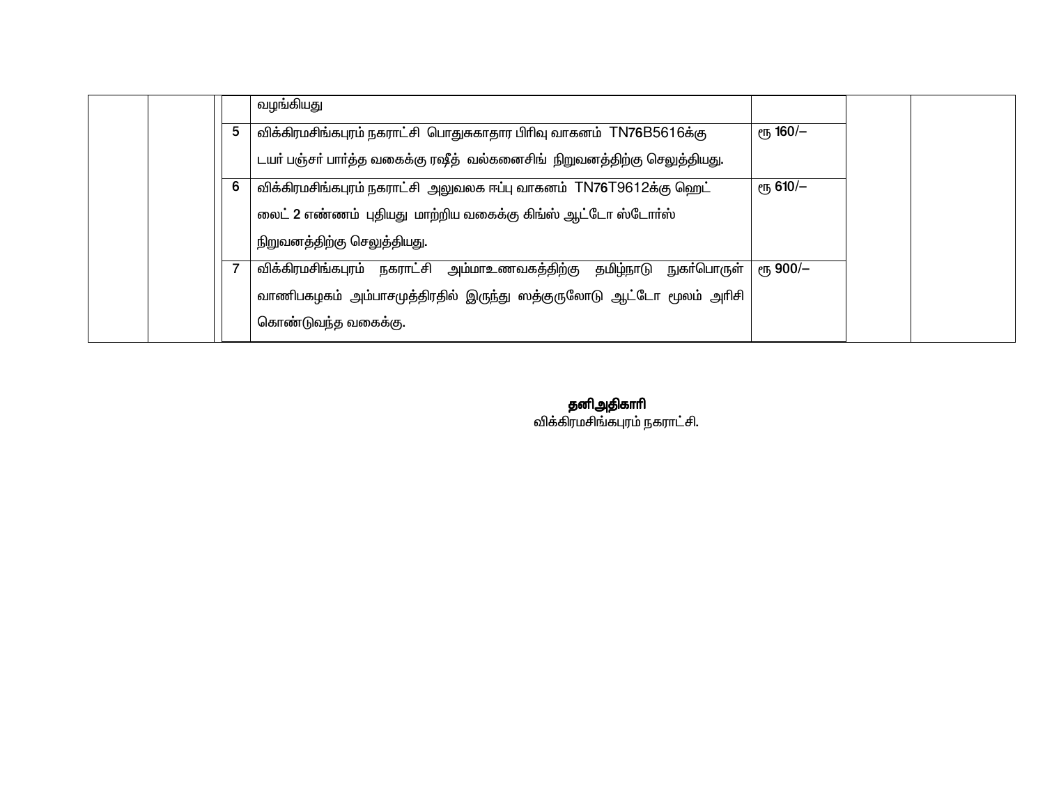| | | | | | | |
|---|---|---|---|---|---|---|
| | | | வழங்கியது | | | |
| | | 5 | விக்கிரமசிங்கபுரம் நகராட்சி பொதுசுகாதார பிரிவு வாகனம் TN76B5616க்கு டயர் பஞ்சர் பார்த்த வகைக்கு ரஷீத் வல்கனைசிங் நிறுவனத்திற்கு செலுத்தியது. | ரூ 160/– | | |
| | | 6 | விக்கிரமசிங்கபுரம் நகராட்சி அலுவலக ஈப்பு வாகனம் TN76T9612க்கு ஹெட் லைட் 2 எண்ணம் புதியது மாற்றிய வகைக்கு கிங்ஸ் ஆட்டோ ஸ்டோர்ஸ் நிறுவனத்திற்கு செலுத்தியது. | ரூ 610/– | | |
| | | 7 | விக்கிரமசிங்கபுரம் நகராட்சி அம்மாஉணவகத்திற்கு தமிழ்நாடு நுகர்பொருள் வாணிபகழகம் அம்பாசமுத்திரதில் இருந்து ஸத்குருலோடு ஆட்டோ மூலம் அரிசி கொண்டுவந்த வகைக்கு. | ரூ 900/– | | |

**தனிஅதிகாரி**
விக்கிரமசிங்கபுரம் நகராட்சி.